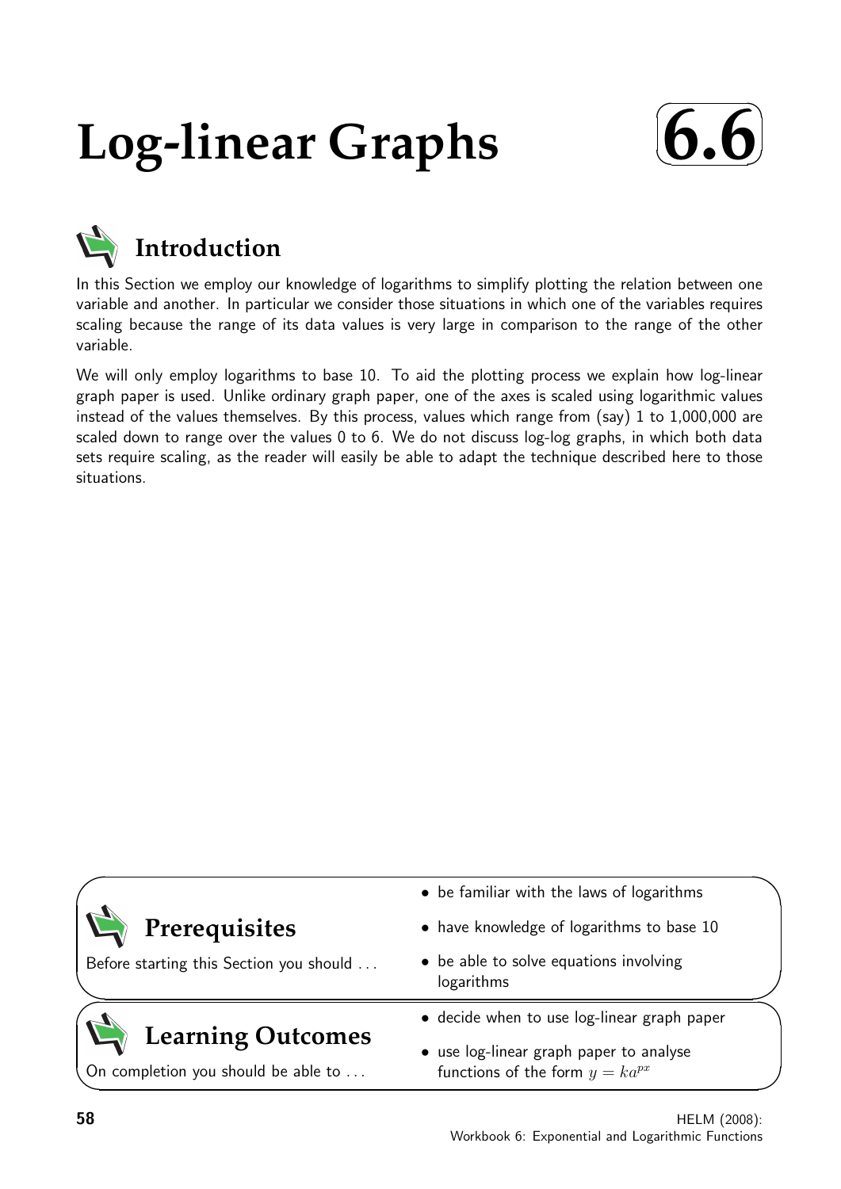# Log-linear Graphs

**6.6**

## Introduction

In this Section we employ our knowledge of logarithms to simplify plotting the relation between one variable and another. In particular we consider those situations in which one of the variables requires scaling because the range of its data values is very large in comparison to the range of the other variable.

We will only employ logarithms to base 10. To aid the plotting process we explain how log-linear graph paper is used. Unlike ordinary graph paper, one of the axes is scaled using logarithmic values instead of the values themselves. By this process, values which range from (say) 1 to 1,000,000 are scaled down to range over the values 0 to 6. We do not discuss log-log graphs, in which both data sets require scaling, as the reader will easily be able to adapt the technique described here to those situations.

## Prerequisites

Before starting this Section you should ...

- be familiar with the laws of logarithms
- have knowledge of logarithms to base 10
- be able to solve equations involving logarithms

## Learning Outcomes

On completion you should be able to ...

- decide when to use log-linear graph paper
- use log-linear graph paper to analyse functions of the form $y = ka^{px}$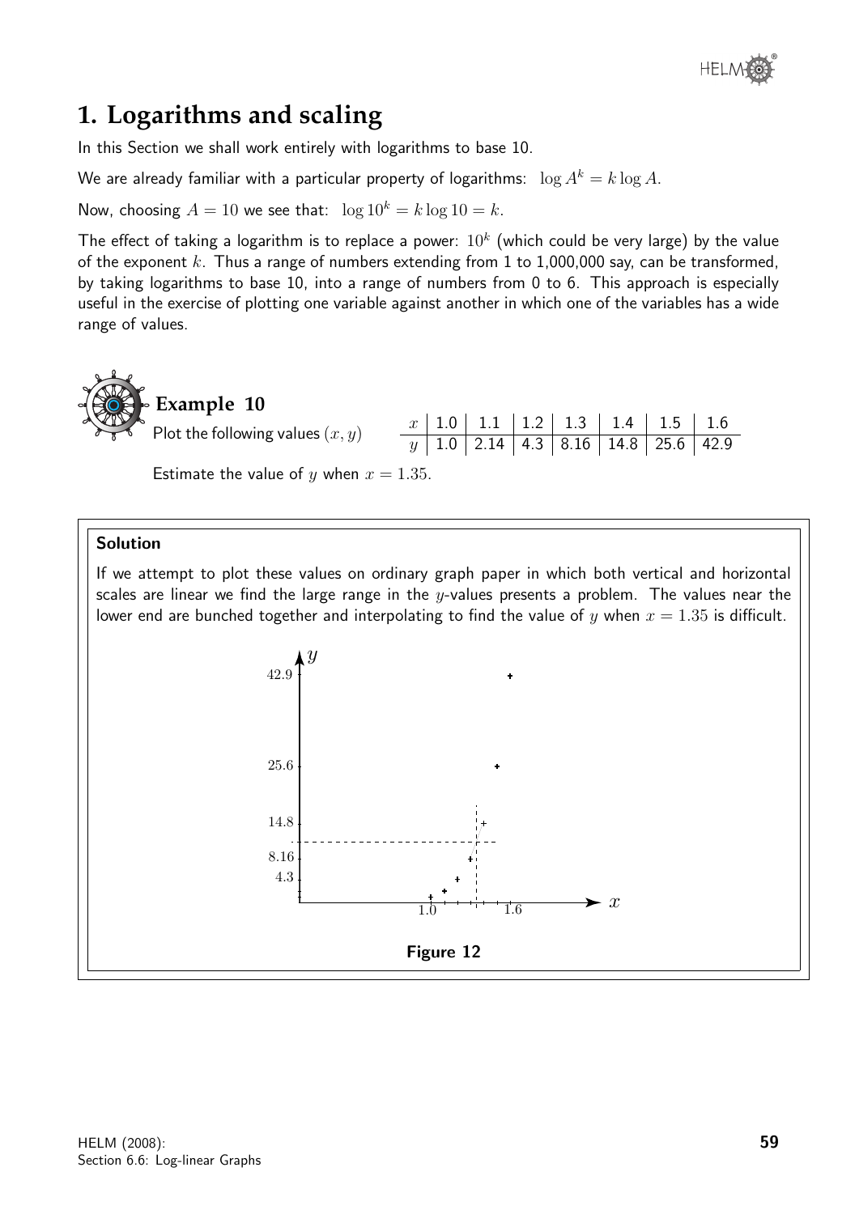# 1. Logarithms and scaling

In this Section we shall work entirely with logarithms to base 10.

We are already familiar with a particular property of logarithms: $\log A^k = k \log A$.

Now, choosing $A = 10$ we see that: $\log 10^k = k \log 10 = k$.

The effect of taking a logarithm is to replace a power: $10^k$ (which could be very large) by the value of the exponent $k$. Thus a range of numbers extending from 1 to 1,000,000 say, can be transformed, by taking logarithms to base 10, into a range of numbers from 0 to 6. This approach is especially useful in the exercise of plotting one variable against another in which one of the variables has a wide range of values.

### Example 10

Plot the following values $(x, y)$

| $x$ | 1.0 | 1.1 | 1.2 | 1.3 | 1.4 | 1.5 | 1.6 |
|---|---|---|---|---|---|---|---|
| $y$ | 1.0 | 2.14 | 4.3 | 8.16 | 14.8 | 25.6 | 42.9 |

Estimate the value of $y$ when $x = 1.35$.

**Solution**

If we attempt to plot these values on ordinary graph paper in which both vertical and horizontal scales are linear we find the large range in the $y$-values presents a problem. The values near the lower end are bunched together and interpolating to find the value of $y$ when $x = 1.35$ is difficult.

**Figure 12**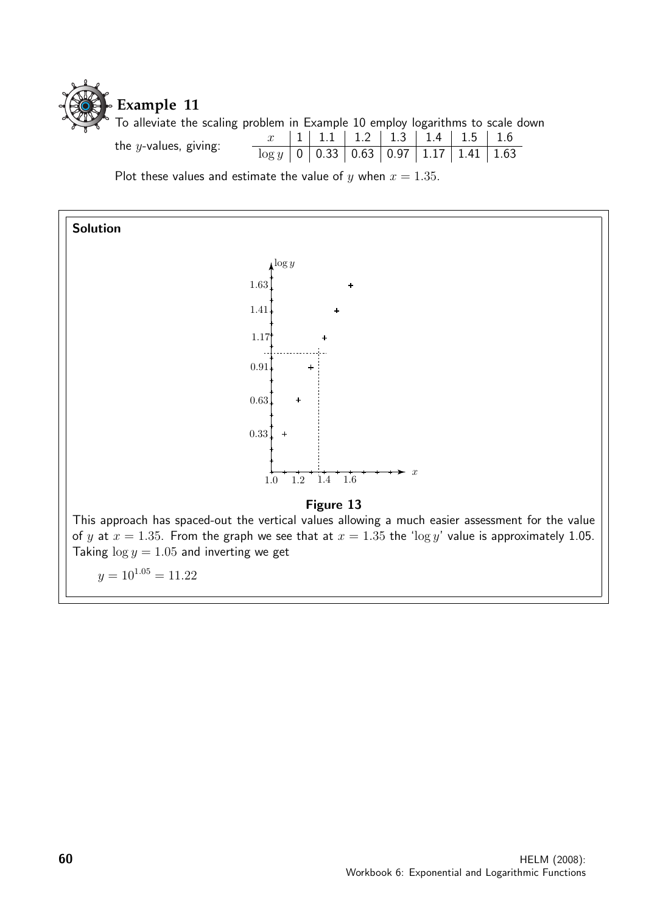## Example 11

To alleviate the scaling problem in Example 10 employ logarithms to scale down the $y$-values, giving:

| $x$ | 1 | 1.1 | 1.2 | 1.3 | 1.4 | 1.5 | 1.6 |
|---|---|---|---|---|---|---|---|
| $\log y$ | 0 | 0.33 | 0.63 | 0.97 | 1.17 | 1.41 | 1.63 |

Plot these values and estimate the value of $y$ when $x = 1.35$.

### Solution

Figure 13

This approach has spaced-out the vertical values allowing a much easier assessment for the value of $y$ at $x = 1.35$. From the graph we see that at $x = 1.35$ the '$\log y$' value is approximately 1.05. Taking $\log y = 1.05$ and inverting we get

$$y = 10^{1.05} = 11.22$$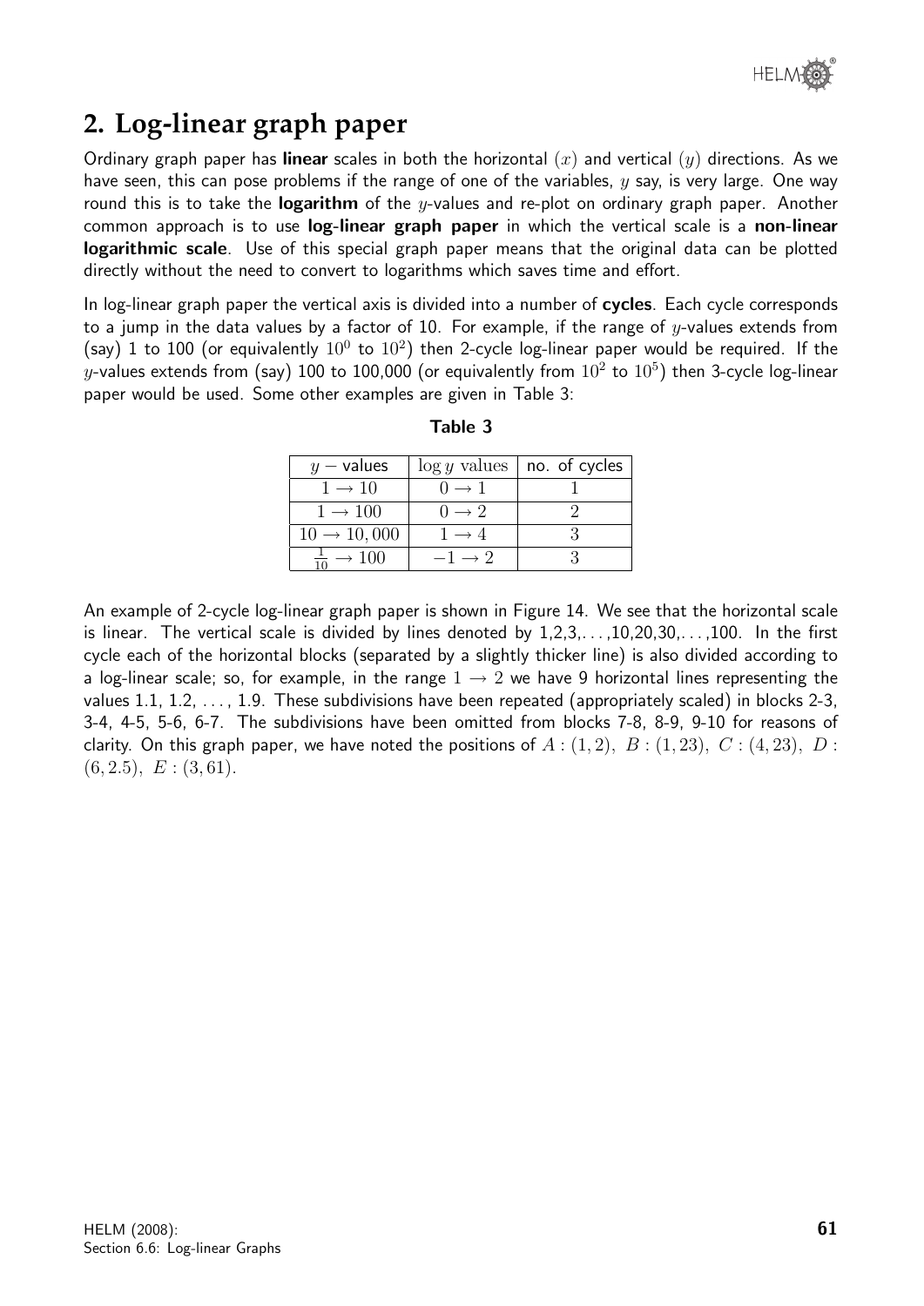## 2. Log-linear graph paper

Ordinary graph paper has **linear** scales in both the horizontal $(x)$ and vertical $(y)$ directions. As we have seen, this can pose problems if the range of one of the variables, $y$ say, is very large. One way round this is to take the **logarithm** of the $y$-values and re-plot on ordinary graph paper. Another common approach is to use **log-linear graph paper** in which the vertical scale is a **non-linear logarithmic scale**. Use of this special graph paper means that the original data can be plotted directly without the need to convert to logarithms which saves time and effort.

In log-linear graph paper the vertical axis is divided into a number of **cycles**. Each cycle corresponds to a jump in the data values by a factor of 10. For example, if the range of $y$-values extends from (say) 1 to 100 (or equivalently $10^0$ to $10^2$) then 2-cycle log-linear paper would be required. If the $y$-values extends from (say) 100 to 100,000 (or equivalently from $10^2$ to $10^5$) then 3-cycle log-linear paper would be used. Some other examples are given in Table 3:

**Table 3**

| $y$ − values | $\log y$ values | no. of cycles |
|---|---|---|
| $1 \rightarrow 10$ | $0 \rightarrow 1$ | 1 |
| $1 \rightarrow 100$ | $0 \rightarrow 2$ | 2 |
| $10 \rightarrow 10,000$ | $1 \rightarrow 4$ | 3 |
| $\frac{1}{10} \rightarrow 100$ | $-1 \rightarrow 2$ | 3 |

An example of 2-cycle log-linear graph paper is shown in Figure 14. We see that the horizontal scale is linear. The vertical scale is divided by lines denoted by 1,2,3,. . . ,10,20,30,. . . ,100. In the first cycle each of the horizontal blocks (separated by a slightly thicker line) is also divided according to a log-linear scale; so, for example, in the range $1 \rightarrow 2$ we have 9 horizontal lines representing the values 1.1, 1.2, . . . , 1.9. These subdivisions have been repeated (appropriately scaled) in blocks 2-3, 3-4, 4-5, 5-6, 6-7. The subdivisions have been omitted from blocks 7-8, 8-9, 9-10 for reasons of clarity. On this graph paper, we have noted the positions of $A : (1, 2),\ B : (1, 23),\ C : (4, 23),\ D : (6, 2.5),\ E : (3, 61)$.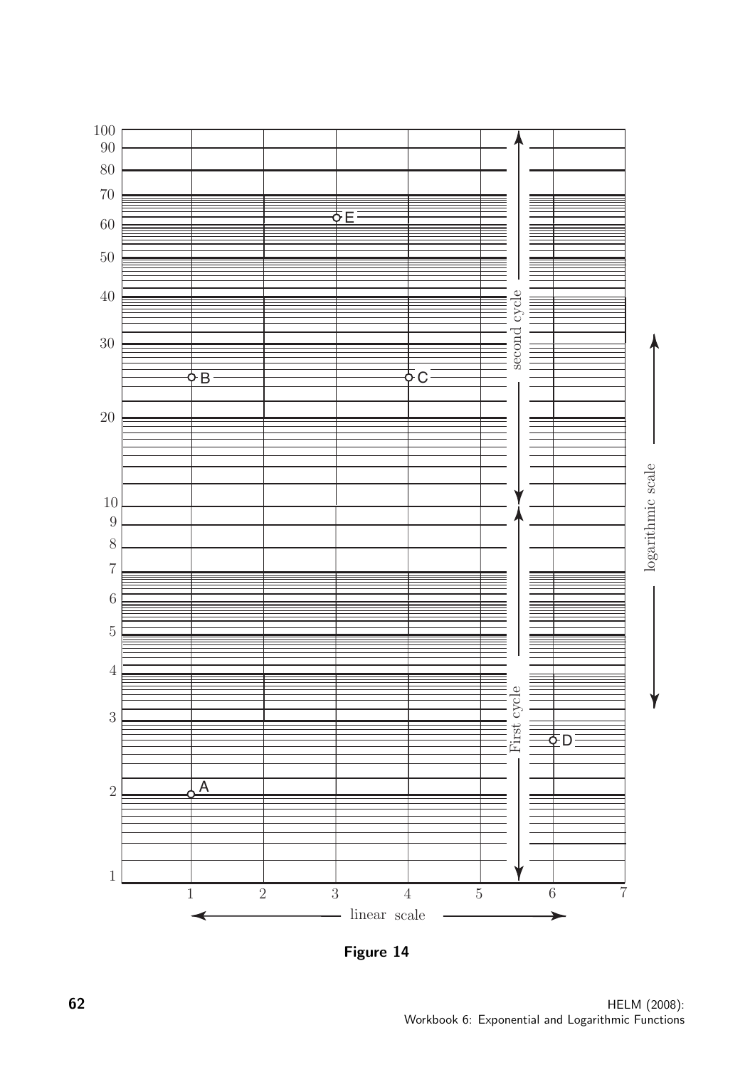**Figure 14**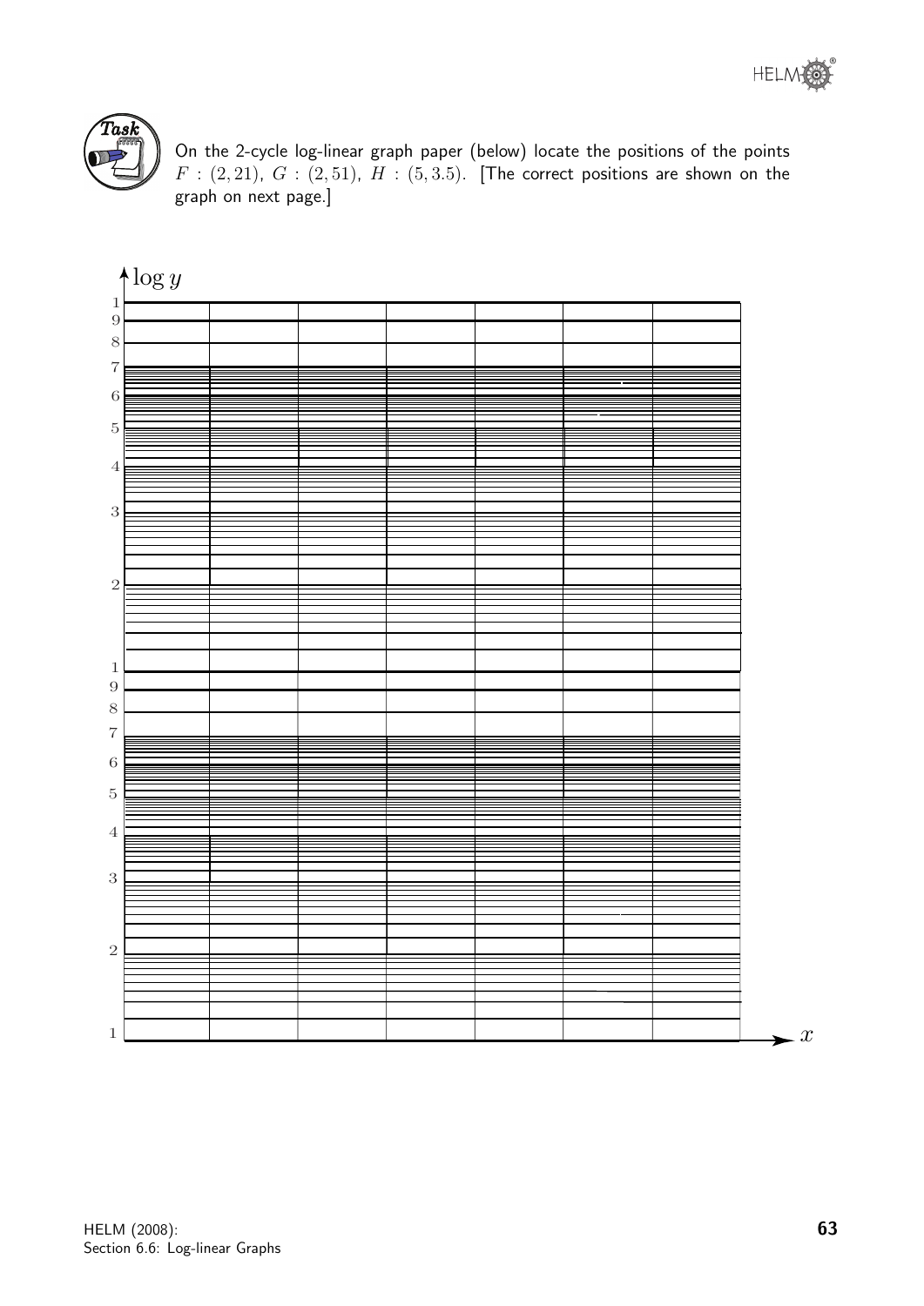**Task**

On the 2-cycle log-linear graph paper (below) locate the positions of the points $F$ : $(2, 21)$, $G$ : $(2, 51)$, $H$ : $(5, 3.5)$. [The correct positions are shown on the graph on next page.]

$\log y$

1
9
8
7
6
5
4
3
2
1
9
8
7
6
5
4
3
2
1

$x$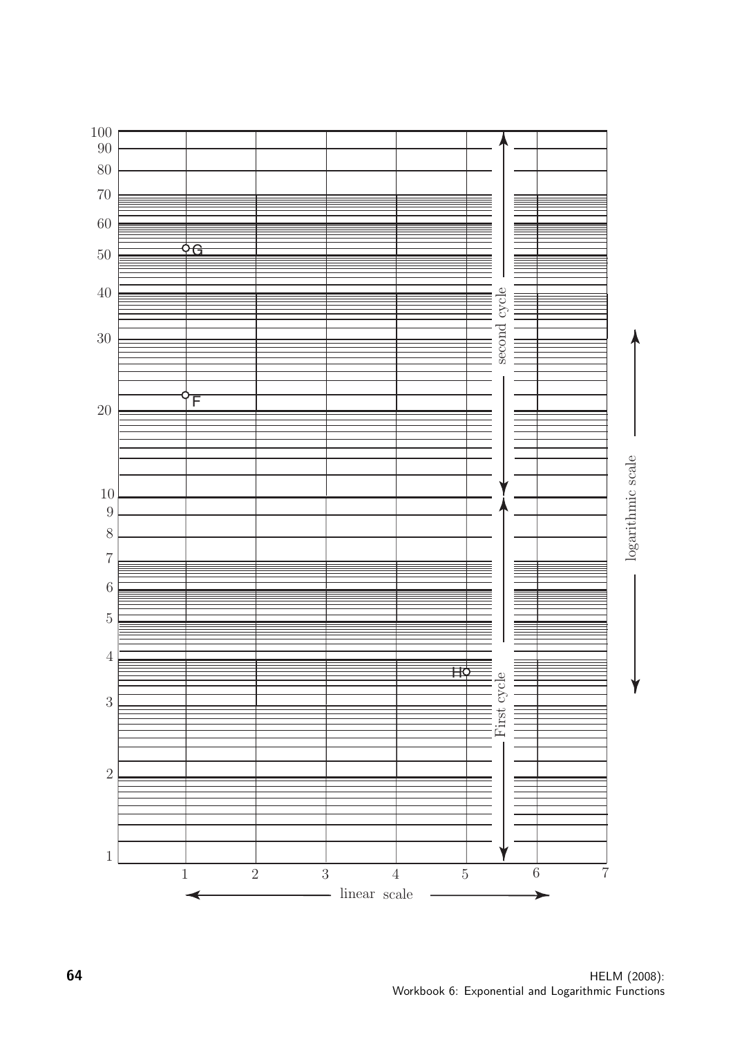100
90
80
70
60
50
40
30
20
10
9
8
7
6
5
4
3
2
1

G

F

H

second cycle

First cycle

logarithmic scale

1 2 3 4 5 6 7

linear scale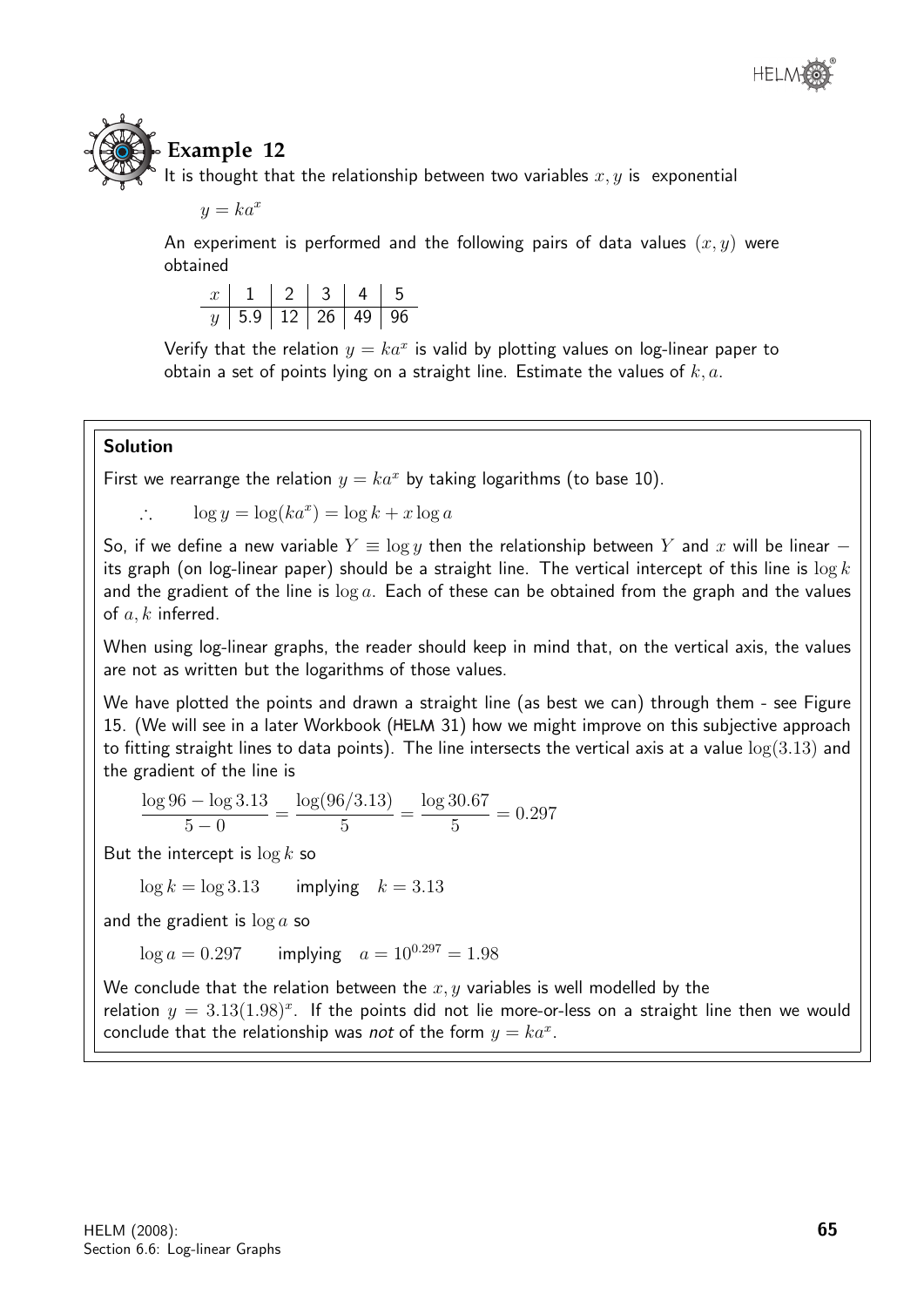## Example 12

It is thought that the relationship between two variables $x, y$ is exponential

$$y = ka^x$$

An experiment is performed and the following pairs of data values $(x, y)$ were obtained

| $x$ | 1 | 2 | 3 | 4 | 5 |
|---|---|---|---|---|---|
| $y$ | 5.9 | 12 | 26 | 49 | 96 |

Verify that the relation $y = ka^x$ is valid by plotting values on log-linear paper to obtain a set of points lying on a straight line. Estimate the values of $k, a$.

### Solution

First we rearrange the relation $y = ka^x$ by taking logarithms (to base 10).

$$\therefore \qquad \log y = \log(ka^x) = \log k + x \log a$$

So, if we define a new variable $Y \equiv \log y$ then the relationship between $Y$ and $x$ will be linear − its graph (on log-linear paper) should be a straight line. The vertical intercept of this line is $\log k$ and the gradient of the line is $\log a$. Each of these can be obtained from the graph and the values of $a, k$ inferred.

When using log-linear graphs, the reader should keep in mind that, on the vertical axis, the values are not as written but the logarithms of those values.

We have plotted the points and drawn a straight line (as best we can) through them - see Figure 15. (We will see in a later Workbook (HELM 31) how we might improve on this subjective approach to fitting straight lines to data points). The line intersects the vertical axis at a value $\log(3.13)$ and the gradient of the line is

$$\frac{\log 96 - \log 3.13}{5 - 0} = \frac{\log(96/3.13)}{5} = \frac{\log 30.67}{5} = 0.297$$

But the intercept is $\log k$ so

$$\log k = \log 3.13 \qquad \text{implying} \quad k = 3.13$$

and the gradient is $\log a$ so

$$\log a = 0.297 \qquad \text{implying} \quad a = 10^{0.297} = 1.98$$

We conclude that the relation between the $x, y$ variables is well modelled by the relation $y = 3.13(1.98)^x$. If the points did not lie more-or-less on a straight line then we would conclude that the relationship was *not* of the form $y = ka^x$.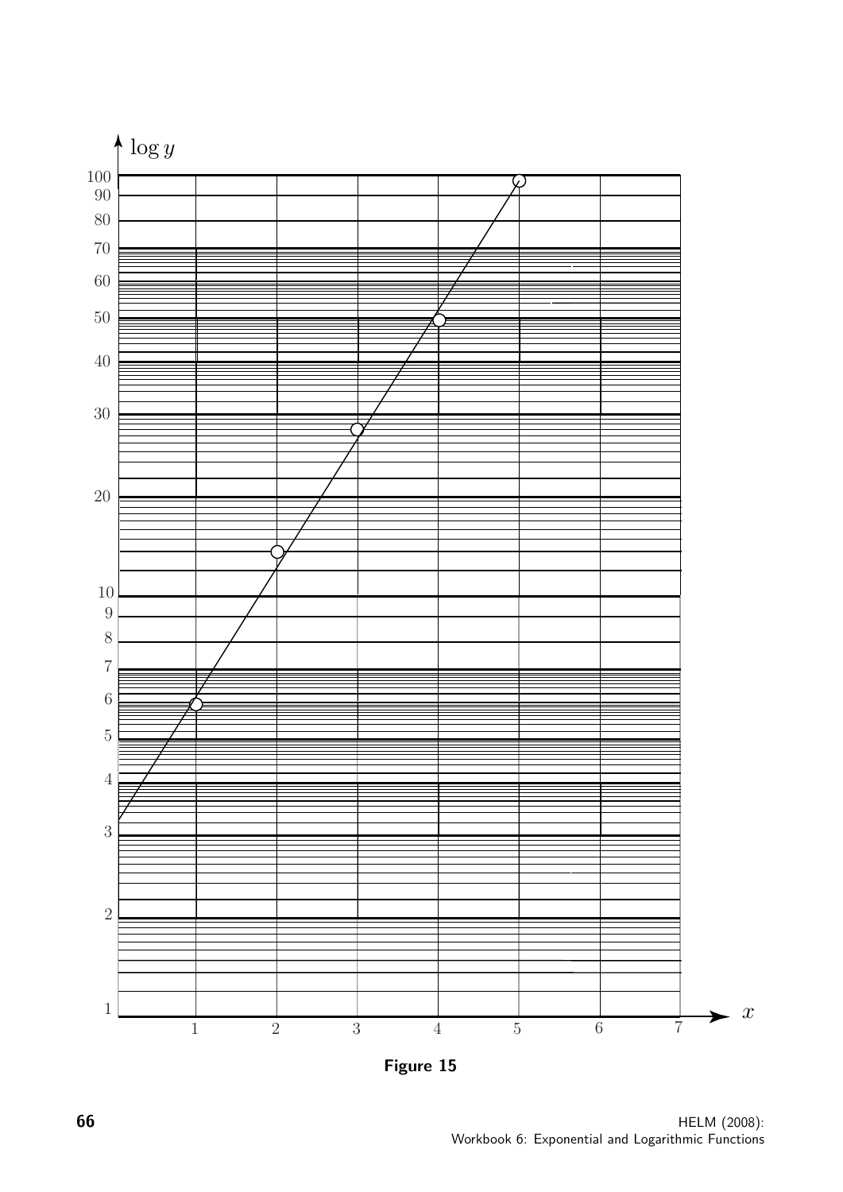Figure 15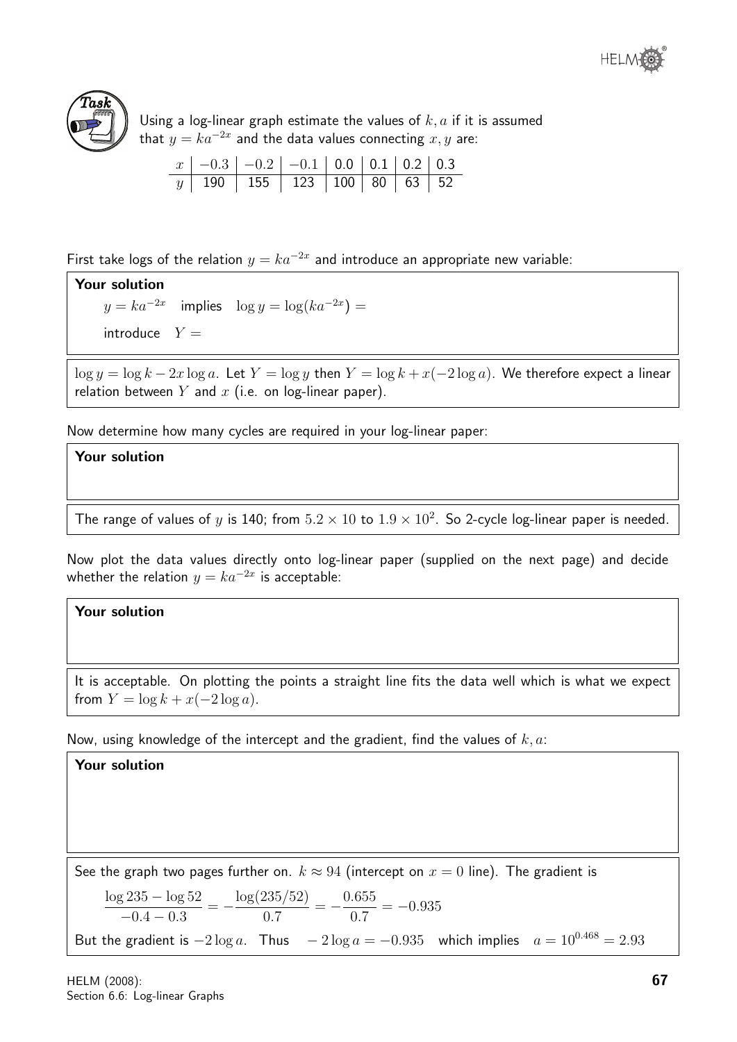**Task**

Using a log-linear graph estimate the values of $k, a$ if it is assumed that $y = ka^{-2x}$ and the data values connecting $x, y$ are:

| $x$ | $-0.3$ | $-0.2$ | $-0.1$ | 0.0 | 0.1 | 0.2 | 0.3 |
|---|---|---|---|---|---|---|---|
| $y$ | 190 | 155 | 123 | 100 | 80 | 63 | 52 |

First take logs of the relation $y = ka^{-2x}$ and introduce an appropriate new variable:

**Your solution**

$y = ka^{-2x}$ implies $\log y = \log(ka^{-2x}) =$

introduce $Y =$

$\log y = \log k - 2x \log a$. Let $Y = \log y$ then $Y = \log k + x(-2\log a)$. We therefore expect a linear relation between $Y$ and $x$ (i.e. on log-linear paper).

Now determine how many cycles are required in your log-linear paper:

**Your solution**

The range of values of $y$ is 140; from $5.2 \times 10$ to $1.9 \times 10^2$. So 2-cycle log-linear paper is needed.

Now plot the data values directly onto log-linear paper (supplied on the next page) and decide whether the relation $y = ka^{-2x}$ is acceptable:

**Your solution**

It is acceptable. On plotting the points a straight line fits the data well which is what we expect from $Y = \log k + x(-2\log a)$.

Now, using knowledge of the intercept and the gradient, find the values of $k, a$:

**Your solution**

See the graph two pages further on. $k \approx 94$ (intercept on $x = 0$ line). The gradient is

$$\frac{\log 235 - \log 52}{-0.4 - 0.3} = -\frac{\log(235/52)}{0.7} = -\frac{0.655}{0.7} = -0.935$$

But the gradient is $-2\log a$. Thus $\quad -2\log a = -0.935 \quad$ which implies $\quad a = 10^{0.468} = 2.93$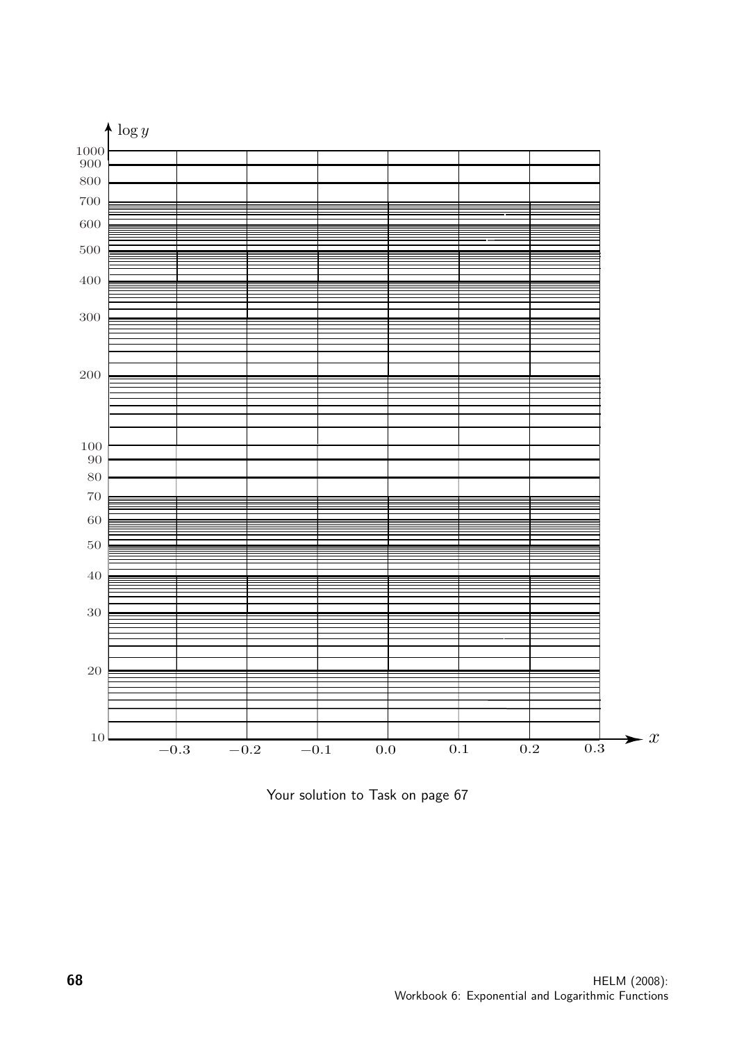Your solution to Task on page 67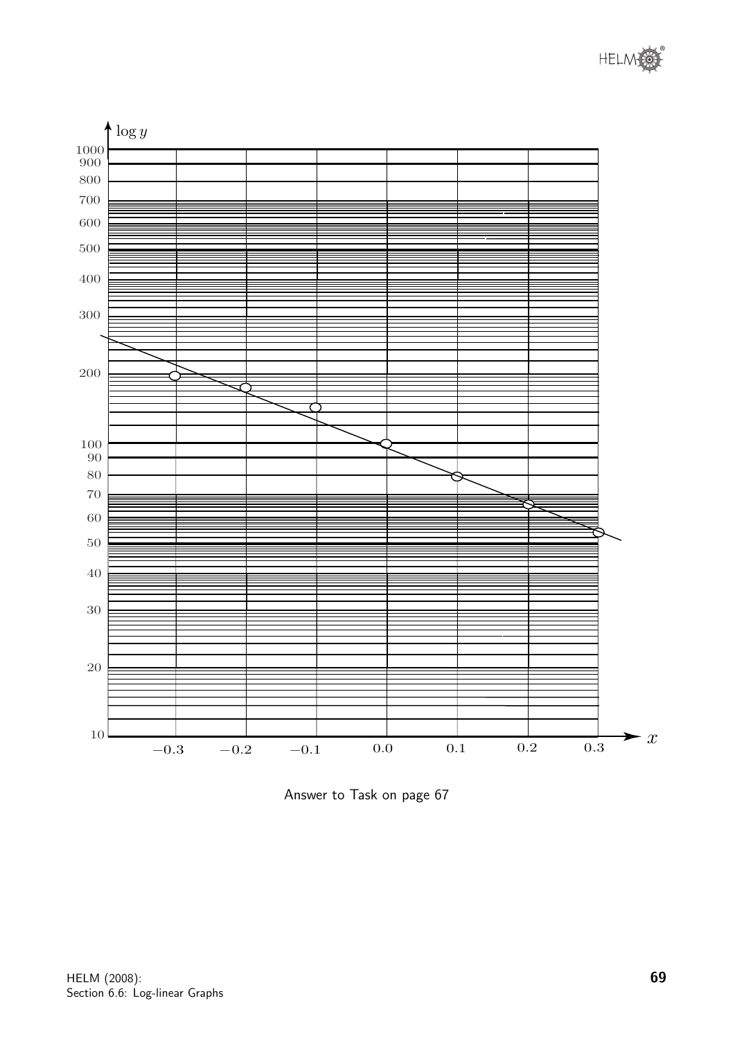Answer to Task on page 67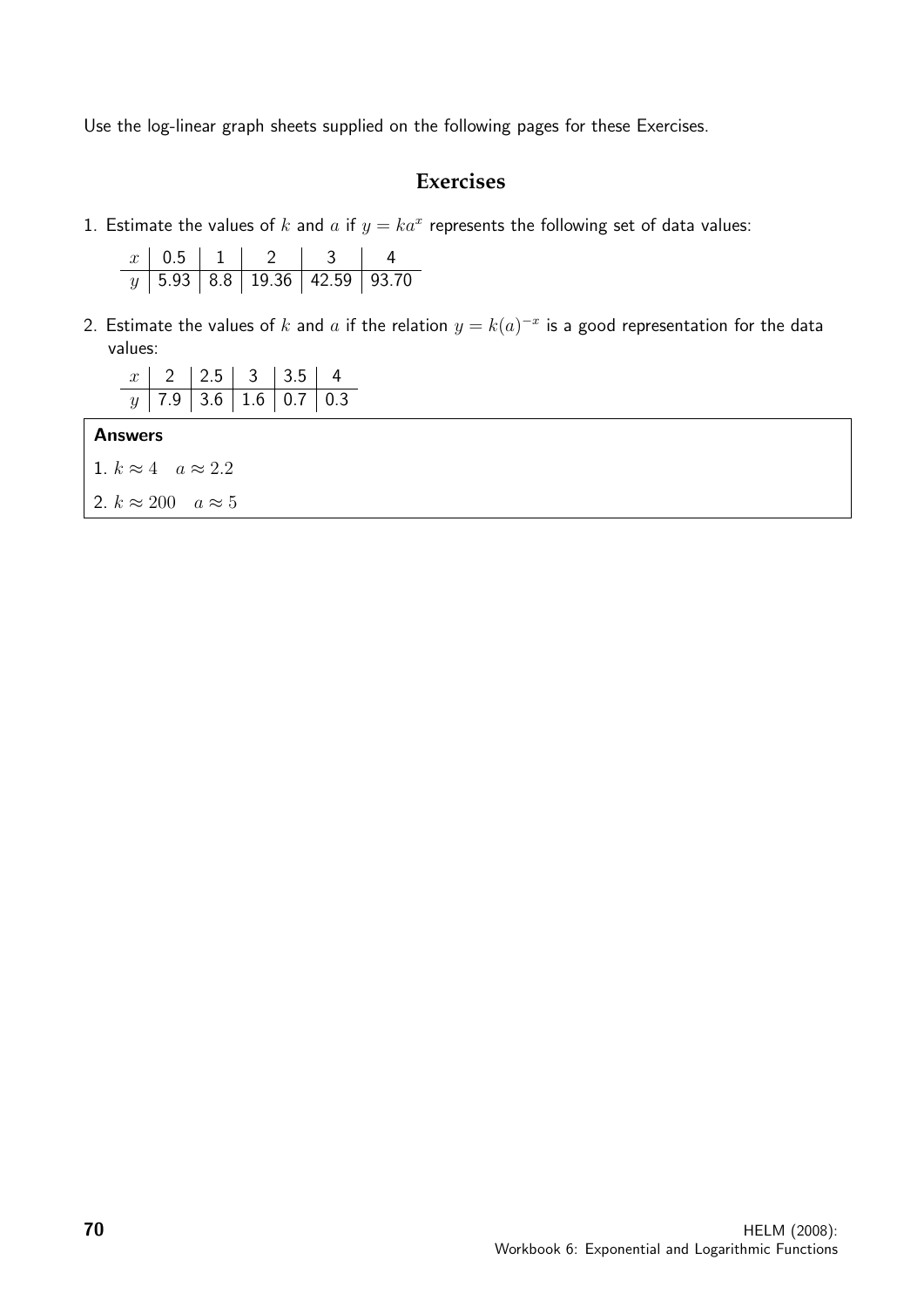Use the log-linear graph sheets supplied on the following pages for these Exercises.

## Exercises

1. Estimate the values of $k$ and $a$ if $y = ka^x$ represents the following set of data values:

| $x$ | 0.5 | 1 | 2 | 3 | 4 |
|---|---|---|---|---|---|
| $y$ | 5.93 | 8.8 | 19.36 | 42.59 | 93.70 |

2. Estimate the values of $k$ and $a$ if the relation $y = k(a)^{-x}$ is a good representation for the data values:

| $x$ | 2 | 2.5 | 3 | 3.5 | 4 |
|---|---|---|---|---|---|
| $y$ | 7.9 | 3.6 | 1.6 | 0.7 | 0.3 |

**Answers**

1. $k \approx 4 \quad a \approx 2.2$

2. $k \approx 200 \quad a \approx 5$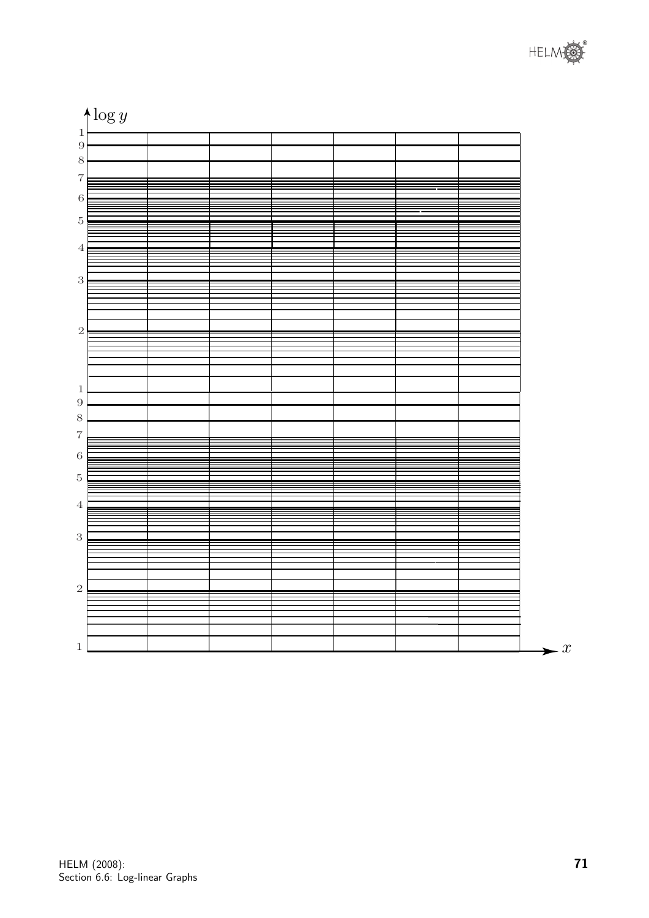$\log y$

1
9
8
7
6
5
4
3
2
1
9
8
7
6
5
4
3
2
1

$x$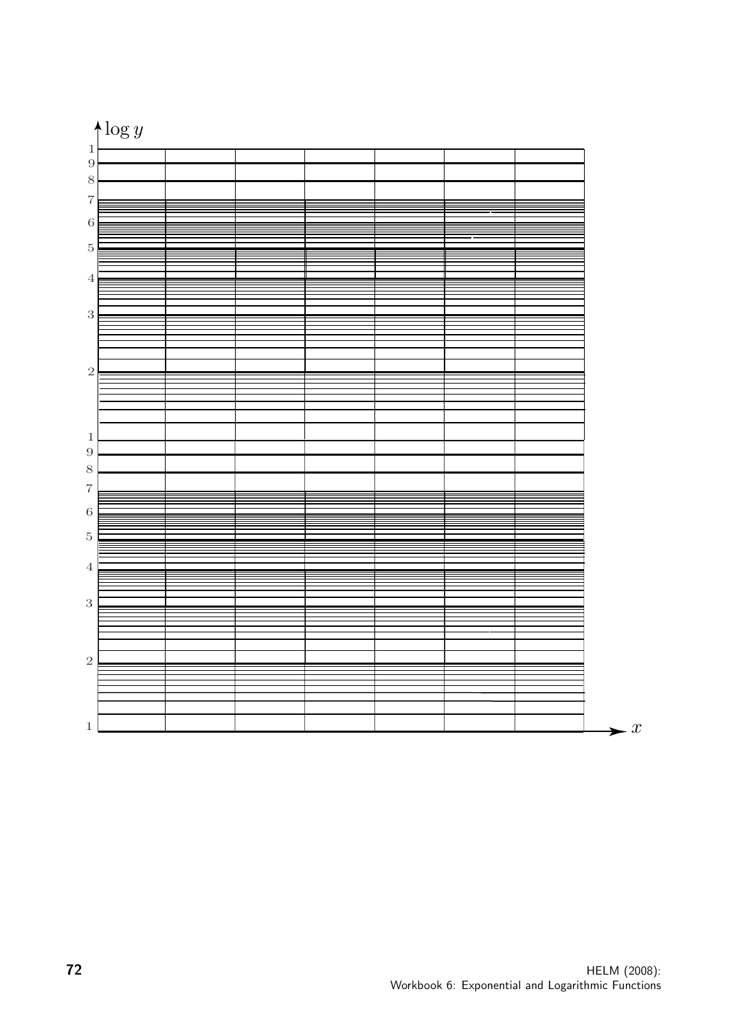$\log y$

1
9
8
7
6
5
4
3
2
1
9
8
7
6
5
4
3
2
1

$x$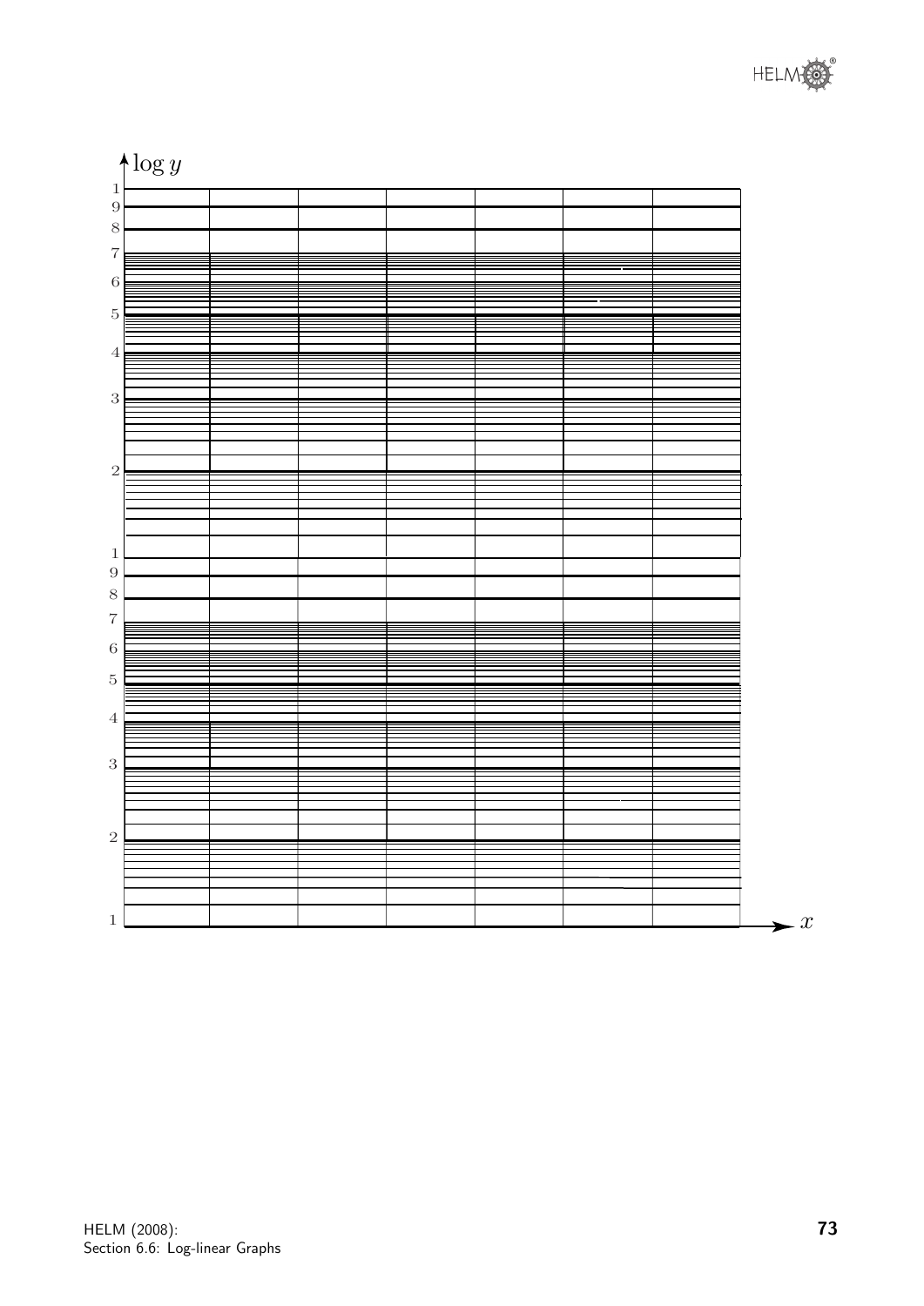$\log y$

1
9
8
7
6
5
4
3
2
1
9
8
7
6
5
4
3
2
1

$x$